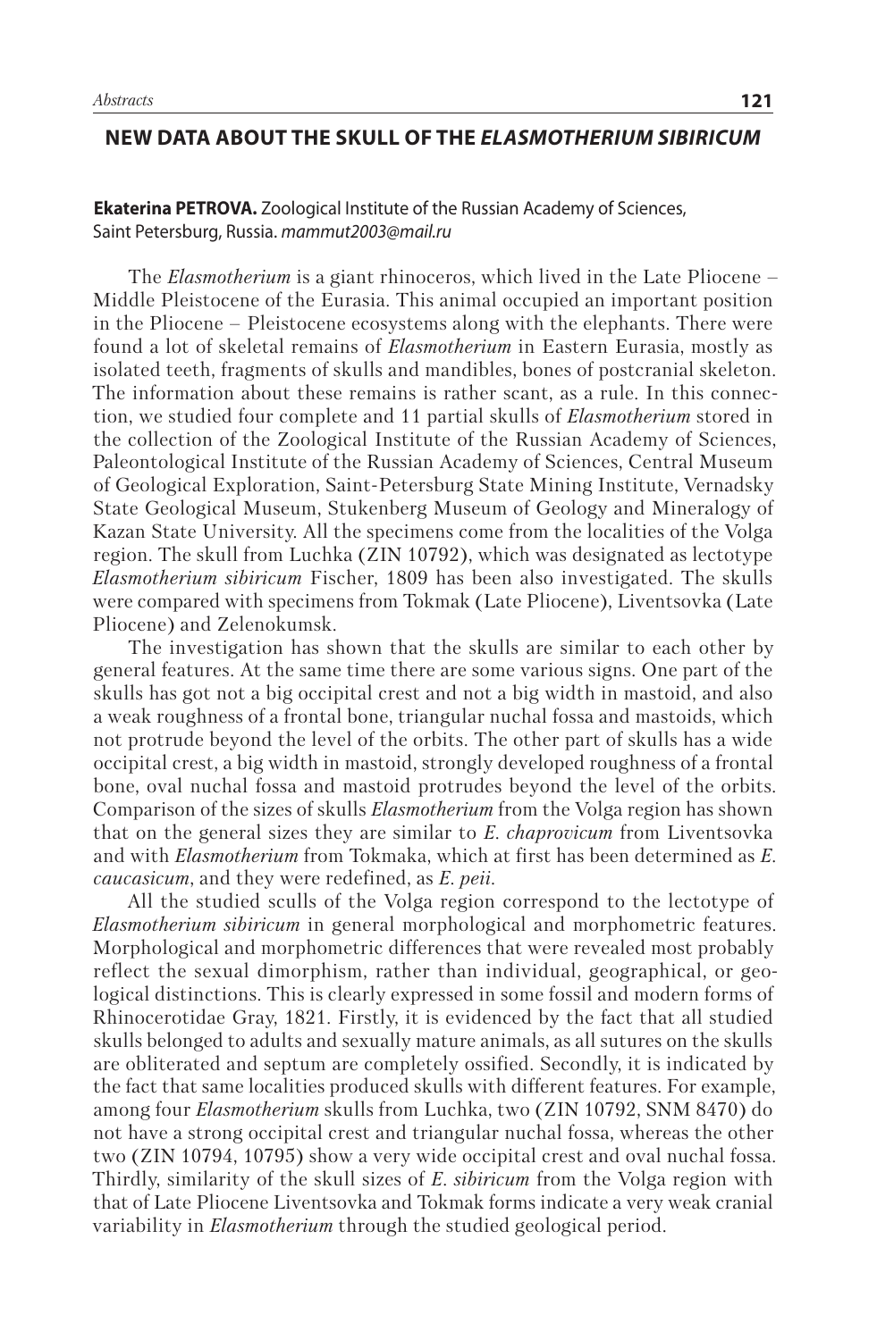## NEW DATA ABOUT THE SKULL OF THE *ELASMOTHERIUM SIBIRICUM*

**Ekaterina PETROVA.** Zoological Institute of the Russian Academy of Sciences, Saint Petersburg, Russia. *mammut2003@mail.ru*

The *Elasmotherium* is a giant rhinoceros, which lived in the Late Pliocene – Middle Pleistocene of the Eurasia. This animal occupied an important position in the Pliocene – Pleistocene ecosystems along with the elephants. There were found a lot of skeletal remains of *Elasmotherium* in Eastern Eurasia, mostly as isolated teeth, fragments of skulls and mandibles, bones of postcranial skeleton. The information about these remains is rather scant, as a rule. In this connection, we studied four complete and 11 partial skulls of *Elasmotherium* stored in the collection of the Zoological Institute of the Russian Academy of Sciences, Paleontological Institute of the Russian Academy of Sciences, Central Museum of Geological Exploration, Saint-Petersburg State Mining Institute, Vernadsky State Geological Museum, Stukenberg Museum of Geology and Mineralogy of Kazan State University. All the specimens come from the localities of the Volga region. The skull from Luchka (ZIN 10792), which was designated as lectotype *Elasmotherium sibiricum* Fischer, 1809 has been also investigated. The skulls were compared with specimens from Tokmak (Late Pliocene), Liventsovka (Late Pliocene) and Zelenokumsk.

The investigation has shown that the skulls are similar to each other by general features. At the same time there are some various signs. One part of the skulls has got not a big occipital crest and not a big width in mastoid, and also a weak roughness of a frontal bone, triangular nuchal fossa and mastoids, which not protrude beyond the level of the orbits. The other part of skulls has a wide occipital crest, a big width in mastoid, strongly developed roughness of a frontal bone, oval nuchal fossa and mastoid protrudes beyond the level of the orbits. Comparison of the sizes of skulls *Elasmotherium* from the Volga region has shown that on the general sizes they are similar to *E. chaprovicum* from Liventsovka and with *Elasmotherium* from Tokmaka, which at first has been determined as *E. caucasicum*, and they were redefined, as *E. peii*.

All the studied sculls of the Volga region correspond to the lectotype of *Elasmotherium sibiricum* in general morphological and morphometric features. Morphological and morphometric differences that were revealed most probably reflect the sexual dimorphism, rather than individual, geographical, or geological distinctions. This is clearly expressed in some fossil and modern forms of Rhinocerotidae Gray, 1821. Firstly, it is evidenced by the fact that all studied skulls belonged to adults and sexually mature animals, as all sutures on the skulls are obliterated and septum are completely ossified. Secondly, it is indicated by the fact that same localities produced skulls with different features. For example, among four *Elasmotherium* skulls from Luchka, two (ZIN 10792, SNM 8470) do not have a strong occipital crest and triangular nuchal fossa, whereas the other two (ZIN 10794, 10795) show a very wide occipital crest and oval nuchal fossa. Thirdly, similarity of the skull sizes of *E. sibiricum* from the Volga region with that of Late Pliocene Liventsovka and Tokmak forms indicate a very weak cranial variability in *Elasmotherium* through the studied geological period.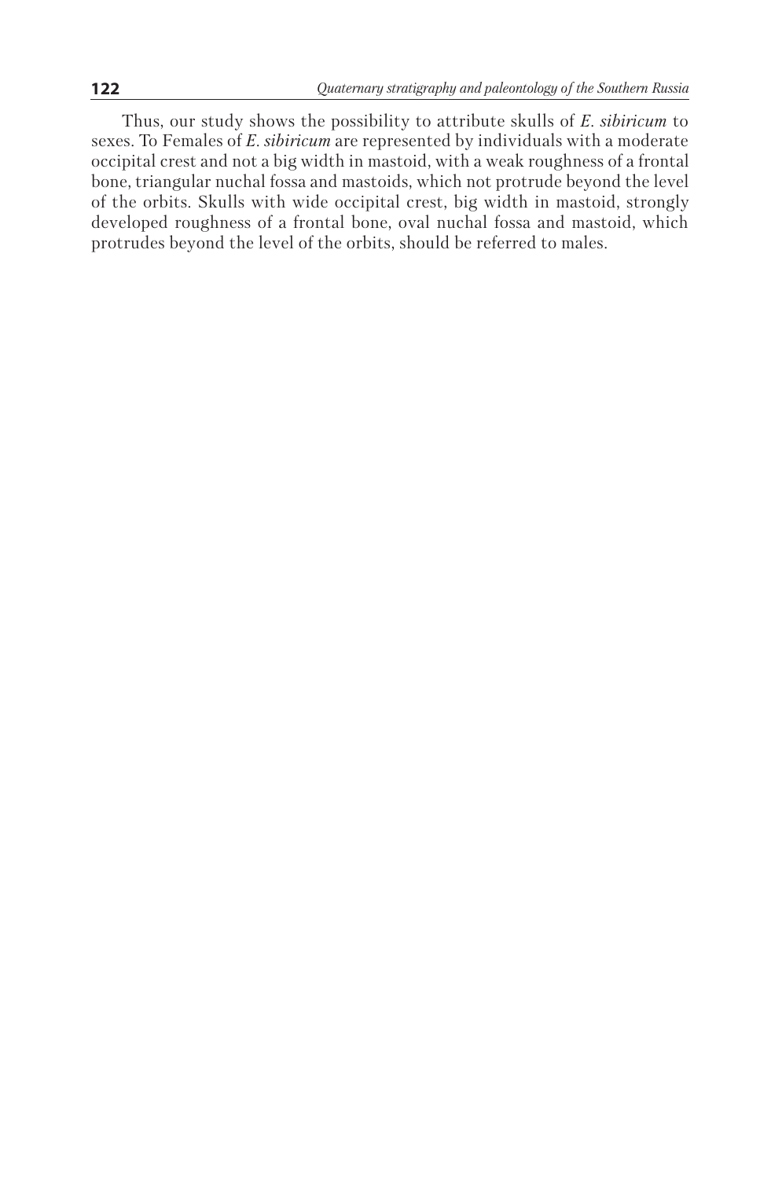Thus, our study shows the possibility to attribute skulls of *E. sibiricum* to sexes. To Females of *E. sibiricum* are represented by individuals with a moderate occipital crest and not a big width in mastoid, with a weak roughness of a frontal bone, triangular nuchal fossa and mastoids, which not protrude beyond the level of the orbits. Skulls with wide occipital crest, big width in mastoid, strongly developed roughness of a frontal bone, oval nuchal fossa and mastoid, which protrudes beyond the level of the orbits, should be referred to males.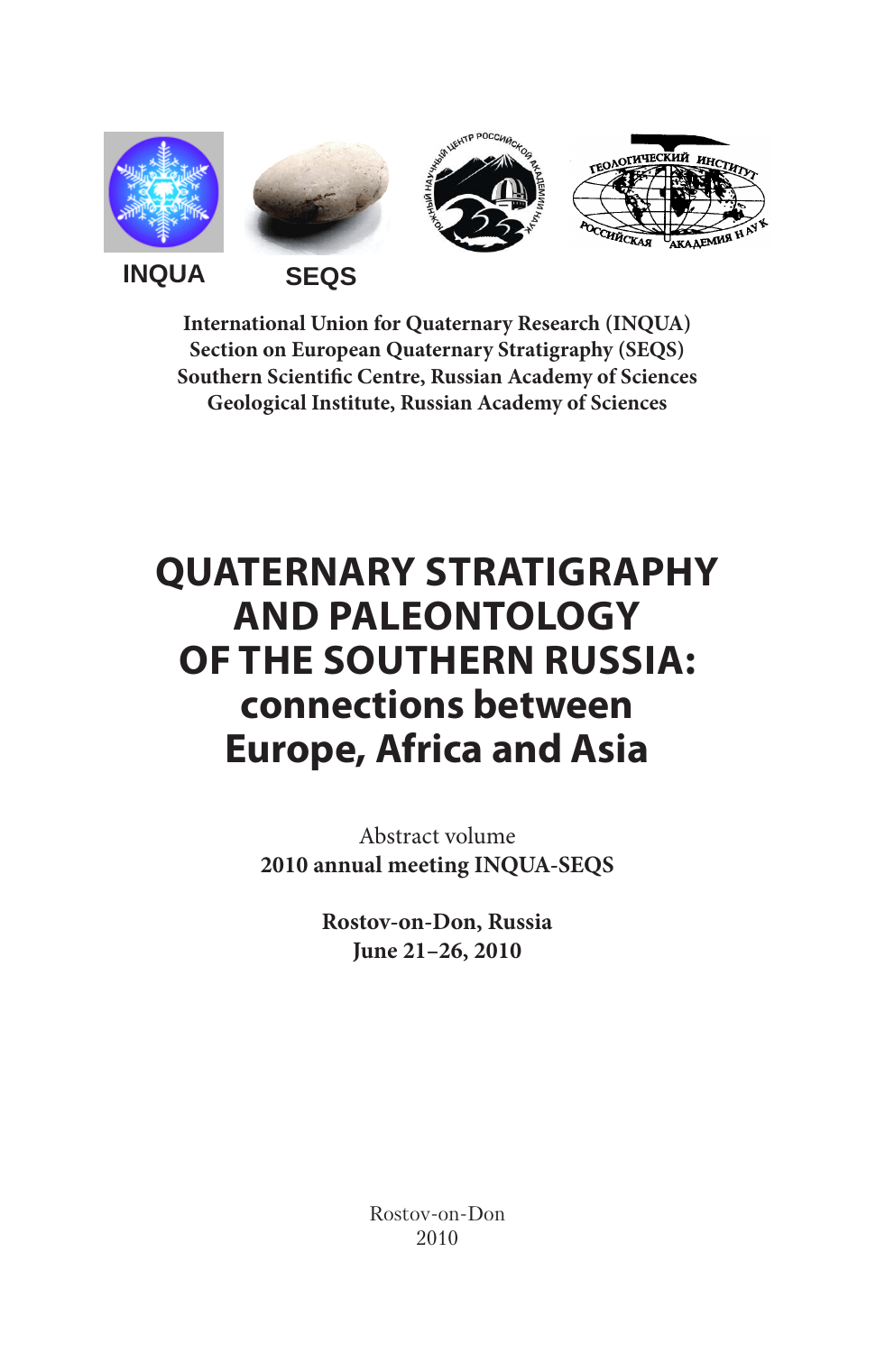INQUA SEQS

**International Union for Quaternary Research (INQUA)**
**Section on European Quaternary Stratigraphy (SEQS)**
**Southern Scientific Centre, Russian Academy of Sciences**
**Geological Institute, Russian Academy of Sciences**

# QUATERNARY STRATIGRAPHY AND PALEONTOLOGY OF THE SOUTHERN RUSSIA: connections between Europe, Africa and Asia

Abstract volume
**2010 annual meeting INQUA-SEQS**

**Rostov-on-Don, Russia**
**June 21–26, 2010**

Rostov-on-Don
2010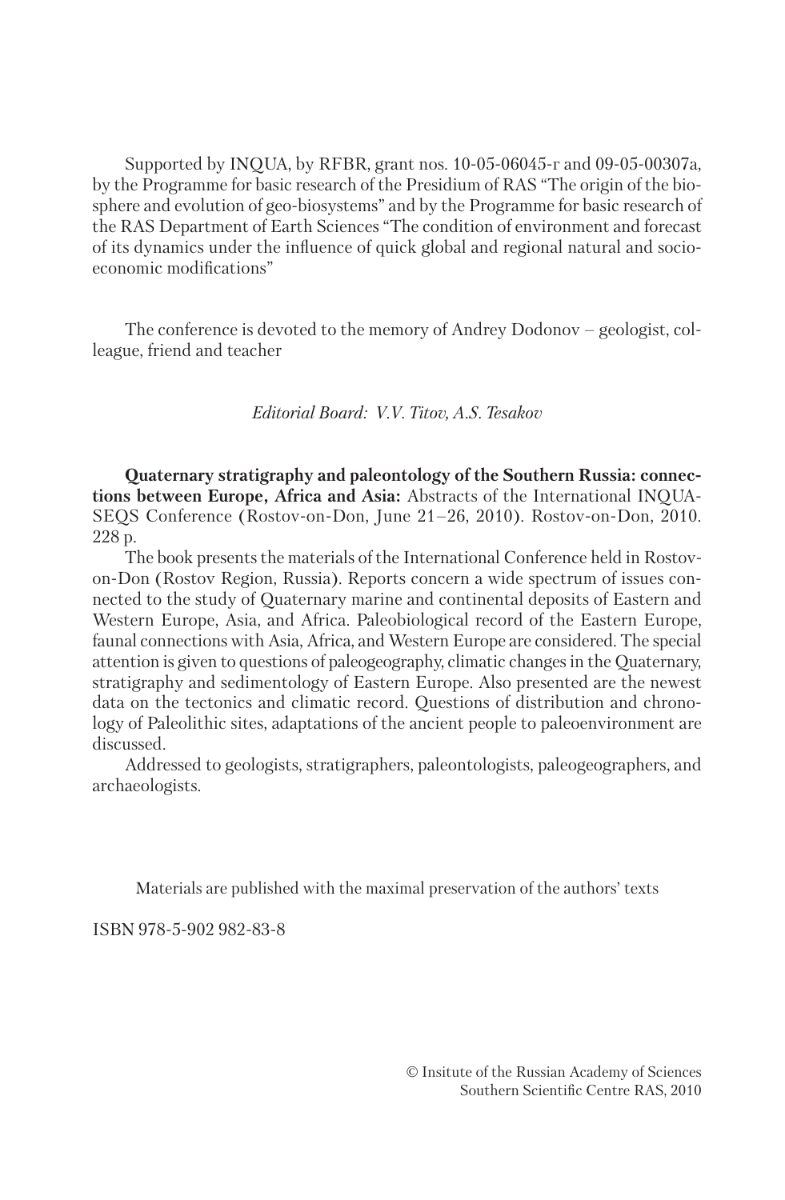Supported by INQUA, by RFBR, grant nos. 10-05-06045-г and 09-05-00307a, by the Programme for basic research of the Presidium of RAS "The origin of the biosphere and evolution of geo-biosystems" and by the Programme for basic research of the RAS Department of Earth Sciences "The condition of environment and forecast of its dynamics under the influence of quick global and regional natural and socio-economic modifications"

The conference is devoted to the memory of Andrey Dodonov – geologist, colleague, friend and teacher

*Editorial Board: V.V. Titov, A.S. Tesakov*

**Quaternary stratigraphy and paleontology of the Southern Russia: connections between Europe, Africa and Asia:** Abstracts of the International INQUA-SEQS Conference (Rostov-on-Don, June 21–26, 2010). Rostov-on-Don, 2010. 228 p.

The book presents the materials of the International Conference held in Rostov-on-Don (Rostov Region, Russia). Reports concern a wide spectrum of issues connected to the study of Quaternary marine and continental deposits of Eastern and Western Europe, Asia, and Africa. Paleobiological record of the Eastern Europe, faunal connections with Asia, Africa, and Western Europe are considered. The special attention is given to questions of paleogeography, climatic changes in the Quaternary, stratigraphy and sedimentology of Eastern Europe. Also presented are the newest data on the tectonics and climatic record. Questions of distribution and chronology of Paleolithic sites, adaptations of the ancient people to paleoenvironment are discussed.

Addressed to geologists, stratigraphers, paleontologists, paleogeographers, and archaeologists.

Materials are published with the maximal preservation of the authors' texts

ISBN 978-5-902 982-83-8

© Insitute of the Russian Academy of Sciences
Southern Scientific Centre RAS, 2010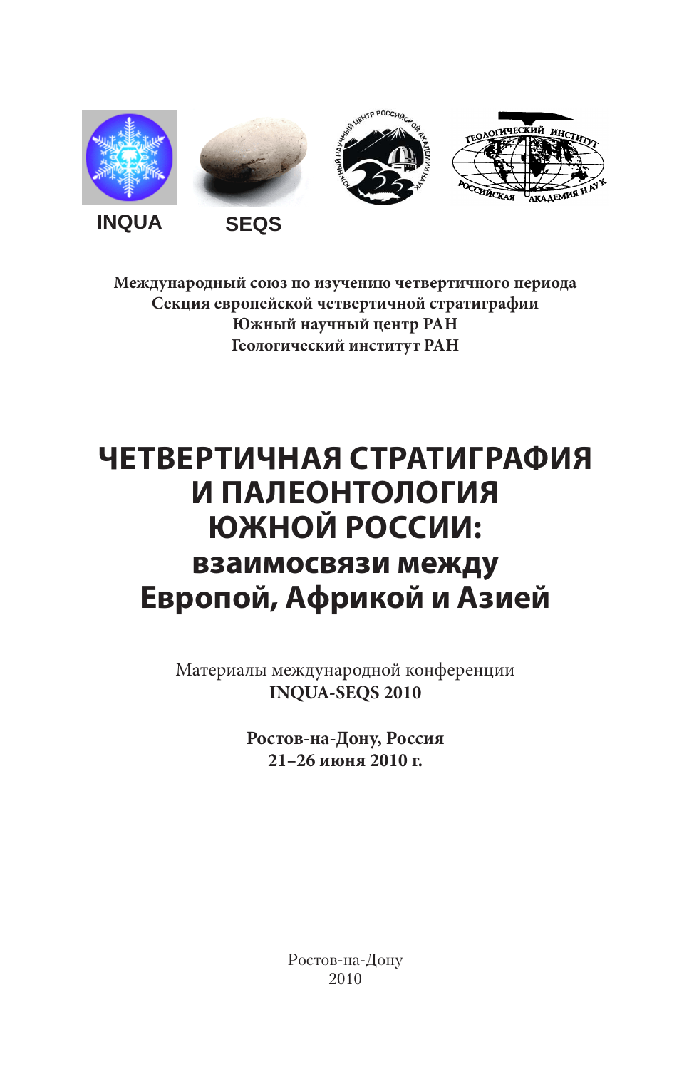INQUA SEQS

**Международный союз по изучению четвертичного периода**
**Секция европейской четвертичной стратиграфии**
**Южный научный центр РАН**
**Геологический институт РАН**

# ЧЕТВЕРТИЧНАЯ СТРАТИГРАФИЯ И ПАЛЕОНТОЛОГИЯ ЮЖНОЙ РОССИИ:

## взаимосвязи между Европой, Африкой и Азией

Материалы международной конференции
**INQUA-SEQS 2010**

**Ростов-на-Дону, Россия**
**21–26 июня 2010 г.**

Ростов-на-Дону
2010